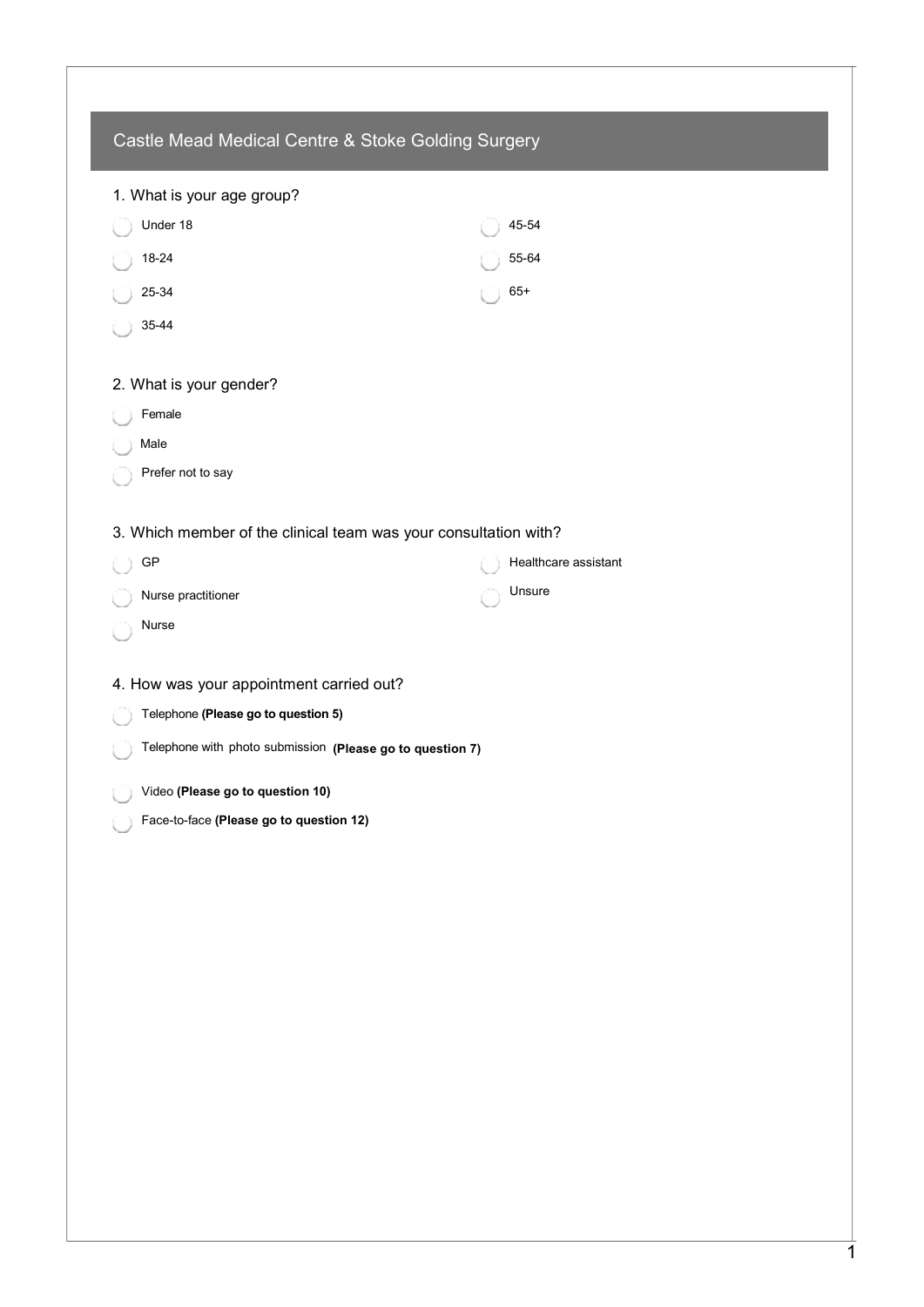# Castle Mead Medical Centre & Stoke Golding Surgery

1. What is your age group?

- Under 18
- 18-24
- 25-34
- 35-44
- 45-54
- 55-64
- 65+

2. What is your gender?

- Female
- Male
- Prefer not to say

3. Which member of the clinical team was your consultation with?

- GP
- Nurse practitioner
- Nurse
- Healthcare assistant
- Unsure

4. How was your appointment carried out?

- Telephone **(Please go to question 5)**
- Telephone with photo submission **(Please go to question 7)**
- Video **(Please go to question 10)**
- Face-to-face **(Please go to question 12)**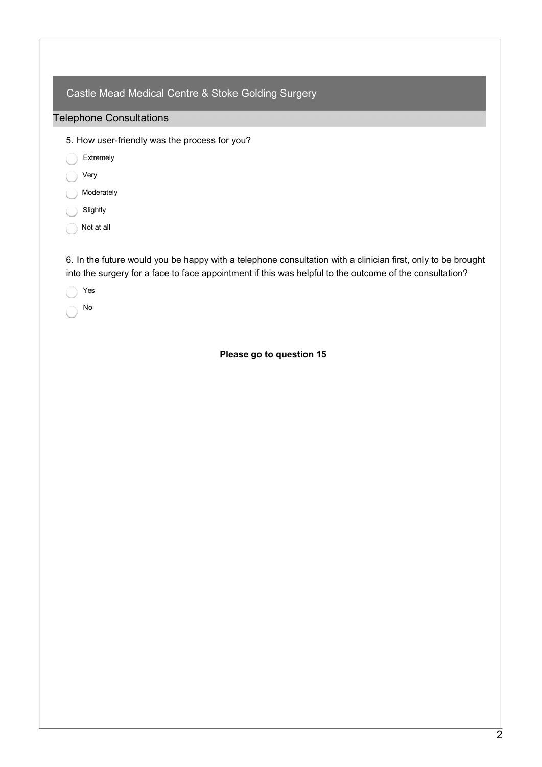## Castle Mead Medical Centre & Stoke Golding Surgery

### Telephone Consultations

5. How user-friendly was the process for you?

- Extremely
- Very
- Moderately
- Slightly
- Not at all

6. In the future would you be happy with a telephone consultation with a clinician first, only to be brought into the surgery for a face to face appointment if this was helpful to the outcome of the consultation?

- Yes
- No

**Please go to question 15**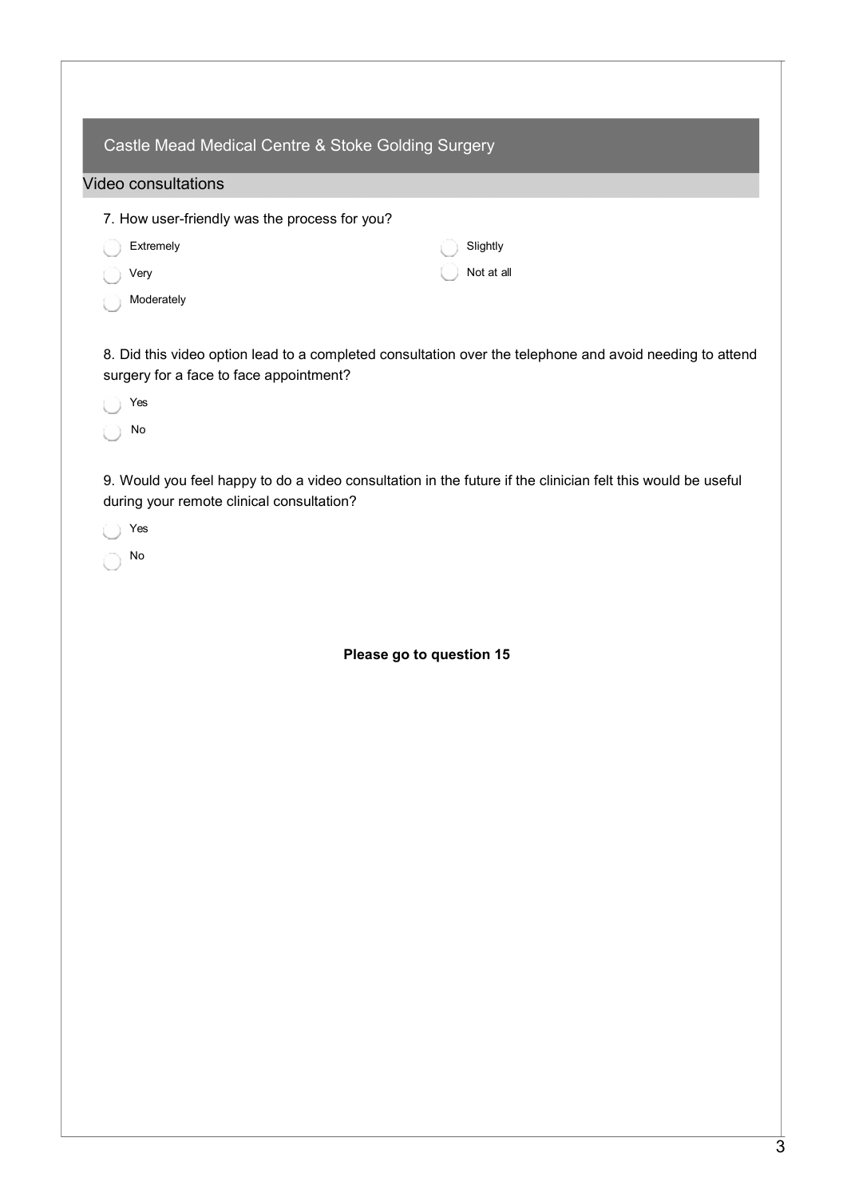# Castle Mead Medical Centre & Stoke Golding Surgery

## Video consultations

7. How user-friendly was the process for you?

- Extremely
- Very
- Moderately
- Slightly
- Not at all

8. Did this video option lead to a completed consultation over the telephone and avoid needing to attend surgery for a face to face appointment?

- Yes
- No

9. Would you feel happy to do a video consultation in the future if the clinician felt this would be useful during your remote clinical consultation?

- Yes
- No

**Please go to question 15**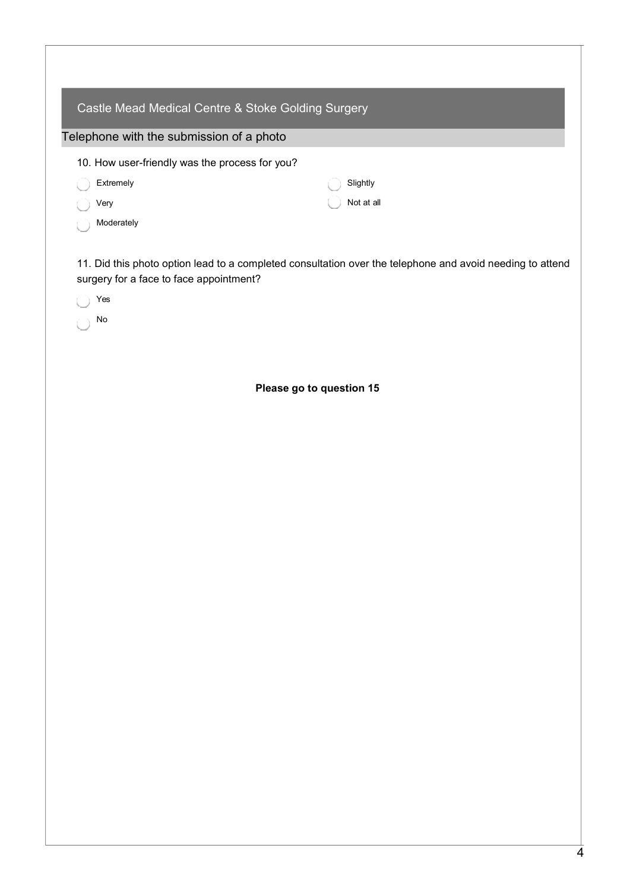## Castle Mead Medical Centre & Stoke Golding Surgery

### Telephone with the submission of a photo

10. How user-friendly was the process for you?

- Extremely
- Very
- Moderately
- Slightly
- Not at all

11. Did this photo option lead to a completed consultation over the telephone and avoid needing to attend surgery for a face to face appointment?

- Yes
- No

**Please go to question 15**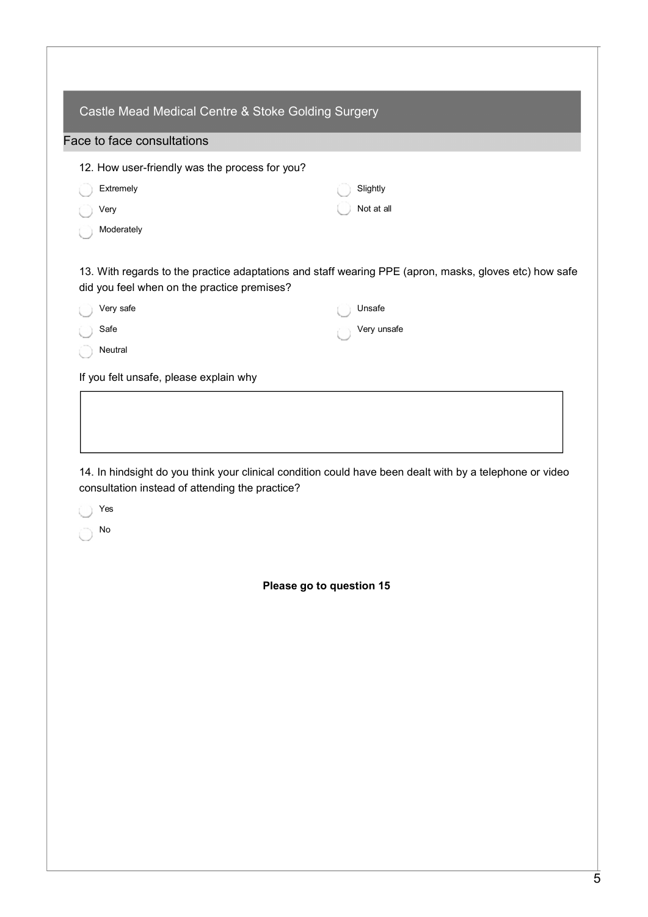## Castle Mead Medical Centre & Stoke Golding Surgery

### Face to face consultations

12. How user-friendly was the process for you?

- ◯ Extremely
- ◯ Very
- ◯ Moderately
- ◯ Slightly
- ◯ Not at all

13. With regards to the practice adaptations and staff wearing PPE (apron, masks, gloves etc) how safe did you feel when on the practice premises?

- ◯ Very safe
- ◯ Safe
- ◯ Neutral
- ◯ Unsafe
- ◯ Very unsafe

If you felt unsafe, please explain why

| |
|---|
| |

14. In hindsight do you think your clinical condition could have been dealt with by a telephone or video consultation instead of attending the practice?

- ◯ Yes
- ◯ No

**Please go to question 15**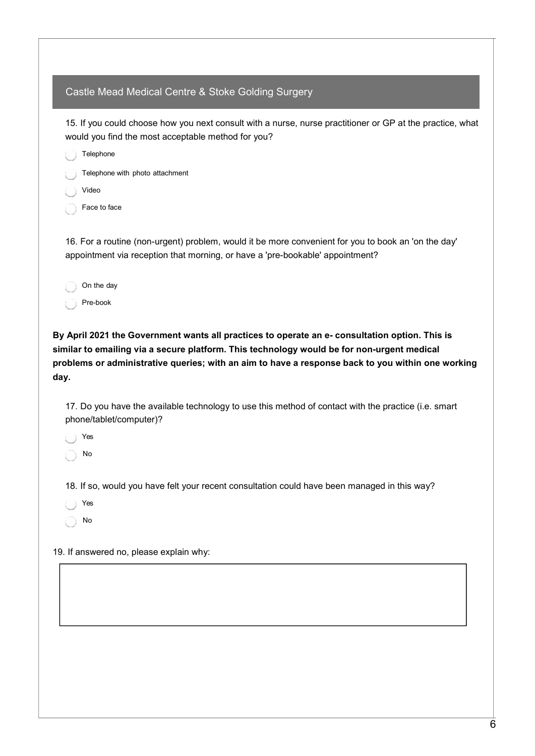## Castle Mead Medical Centre & Stoke Golding Surgery

15. If you could choose how you next consult with a nurse, nurse practitioner or GP at the practice, what would you find the most acceptable method for you?

- Telephone
- Telephone with photo attachment
- Video
- Face to face

16. For a routine (non-urgent) problem, would it be more convenient for you to book an 'on the day' appointment via reception that morning, or have a 'pre-bookable' appointment?

- On the day
- Pre-book

**By April 2021 the Government wants all practices to operate an e- consultation option. This is similar to emailing via a secure platform. This technology would be for non-urgent medical problems or administrative queries; with an aim to have a response back to you within one working day.**

17. Do you have the available technology to use this method of contact with the practice (i.e. smart phone/tablet/computer)?

- Yes
- No

18. If so, would you have felt your recent consultation could have been managed in this way?

- Yes
- No

19. If answered no, please explain why: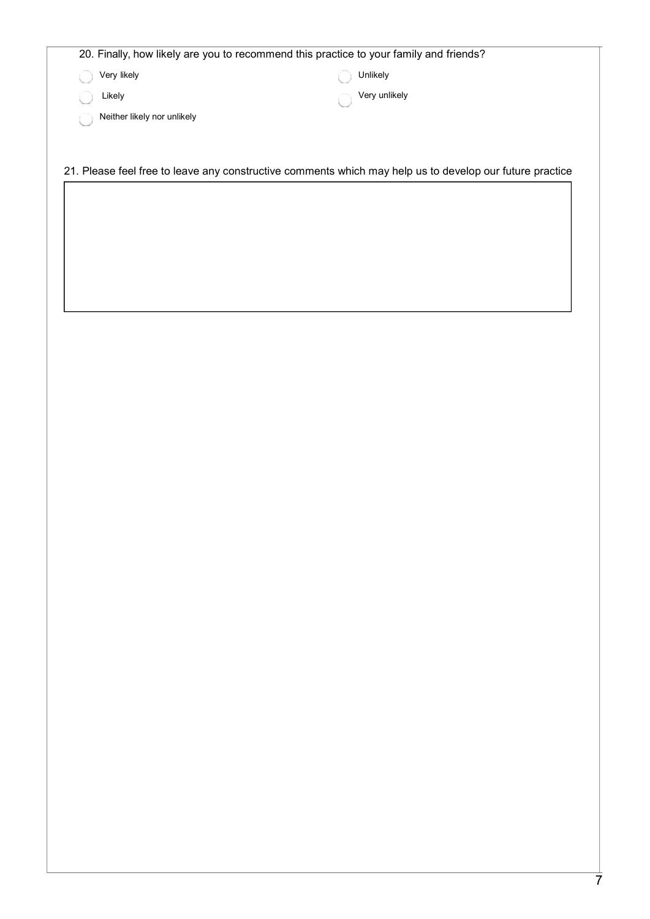20. Finally, how likely are you to recommend this practice to your family and friends?

- Very likely
- Likely
- Neither likely nor unlikely
- Unlikely
- Very unlikely

21. Please feel free to leave any constructive comments which may help us to develop our future practice